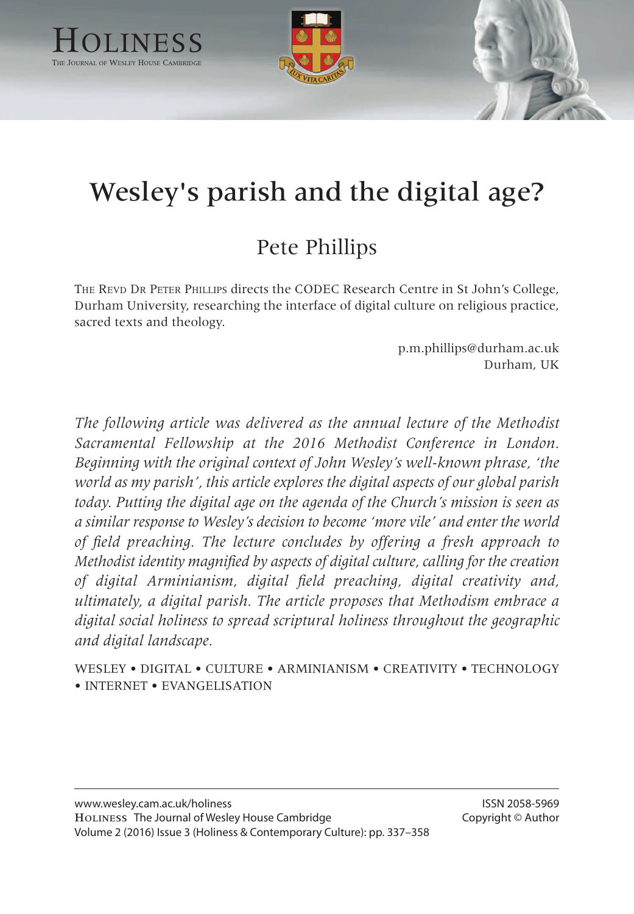# Wesley's parish and the digital age?

## Pete Phillips

The Revd Dr Peter Phillips directs the CODEC Research Centre in St John's College, Durham University, researching the interface of digital culture on religious practice, sacred texts and theology.

p.m.phillips@durham.ac.uk
Durham, UK

*The following article was delivered as the annual lecture of the Methodist Sacramental Fellowship at the 2016 Methodist Conference in London. Beginning with the original context of John Wesley's well-known phrase, 'the world as my parish', this article explores the digital aspects of our global parish today. Putting the digital age on the agenda of the Church's mission is seen as a similar response to Wesley's decision to become 'more vile' and enter the world of field preaching. The lecture concludes by offering a fresh approach to Methodist identity magnified by aspects of digital culture, calling for the creation of digital Arminianism, digital field preaching, digital creativity and, ultimately, a digital parish. The article proposes that Methodism embrace a digital social holiness to spread scriptural holiness throughout the geographic and digital landscape.*

WESLEY • DIGITAL • CULTURE • ARMINIANISM • CREATIVITY • TECHNOLOGY • INTERNET • EVANGELISATION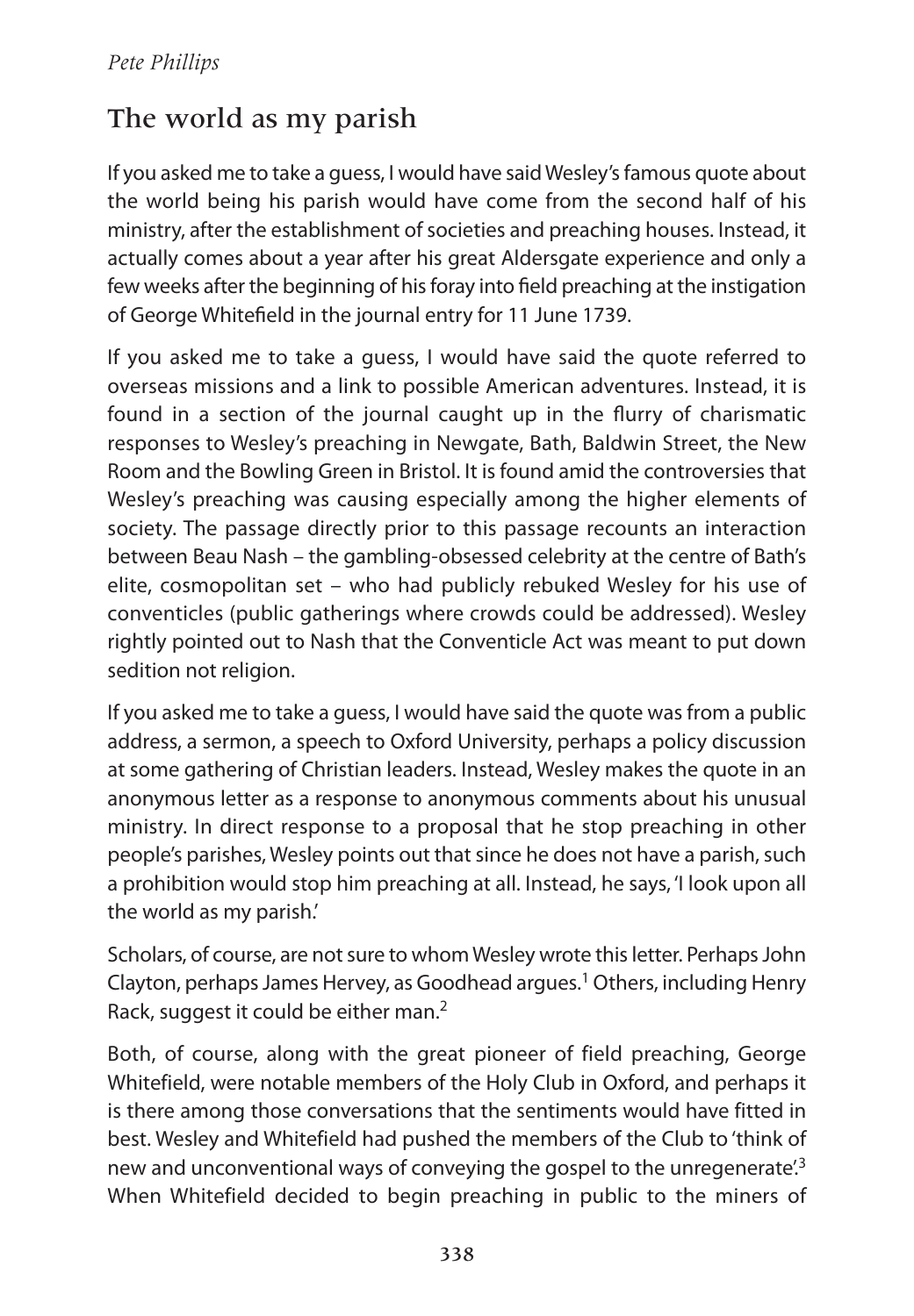## The world as my parish

If you asked me to take a guess, I would have said Wesley's famous quote about the world being his parish would have come from the second half of his ministry, after the establishment of societies and preaching houses. Instead, it actually comes about a year after his great Aldersgate experience and only a few weeks after the beginning of his foray into field preaching at the instigation of George Whitefield in the journal entry for 11 June 1739.

If you asked me to take a guess, I would have said the quote referred to overseas missions and a link to possible American adventures. Instead, it is found in a section of the journal caught up in the flurry of charismatic responses to Wesley's preaching in Newgate, Bath, Baldwin Street, the New Room and the Bowling Green in Bristol. It is found amid the controversies that Wesley's preaching was causing especially among the higher elements of society. The passage directly prior to this passage recounts an interaction between Beau Nash – the gambling-obsessed celebrity at the centre of Bath's elite, cosmopolitan set – who had publicly rebuked Wesley for his use of conventicles (public gatherings where crowds could be addressed). Wesley rightly pointed out to Nash that the Conventicle Act was meant to put down sedition not religion.

If you asked me to take a guess, I would have said the quote was from a public address, a sermon, a speech to Oxford University, perhaps a policy discussion at some gathering of Christian leaders. Instead, Wesley makes the quote in an anonymous letter as a response to anonymous comments about his unusual ministry. In direct response to a proposal that he stop preaching in other people's parishes, Wesley points out that since he does not have a parish, such a prohibition would stop him preaching at all. Instead, he says, 'I look upon all the world as my parish.'

Scholars, of course, are not sure to whom Wesley wrote this letter. Perhaps John Clayton, perhaps James Hervey, as Goodhead argues.[1] Others, including Henry Rack, suggest it could be either man.[2]

Both, of course, along with the great pioneer of field preaching, George Whitefield, were notable members of the Holy Club in Oxford, and perhaps it is there among those conversations that the sentiments would have fitted in best. Wesley and Whitefield had pushed the members of the Club to 'think of new and unconventional ways of conveying the gospel to the unregenerate'.[3] When Whitefield decided to begin preaching in public to the miners of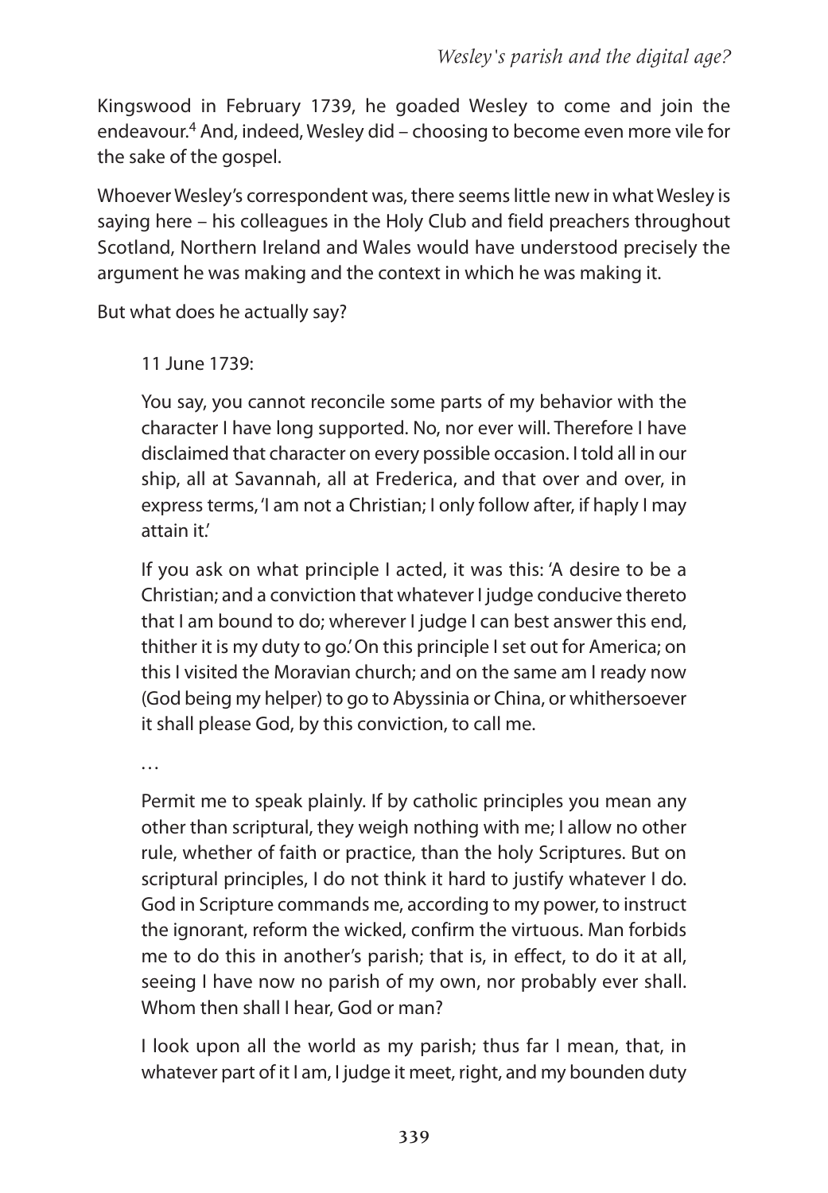Kingswood in February 1739, he goaded Wesley to come and join the endeavour.[4] And, indeed, Wesley did – choosing to become even more vile for the sake of the gospel.

Whoever Wesley's correspondent was, there seems little new in what Wesley is saying here – his colleagues in the Holy Club and field preachers throughout Scotland, Northern Ireland and Wales would have understood precisely the argument he was making and the context in which he was making it.

But what does he actually say?

> 11 June 1739:
>
> You say, you cannot reconcile some parts of my behavior with the character I have long supported. No, nor ever will. Therefore I have disclaimed that character on every possible occasion. I told all in our ship, all at Savannah, all at Frederica, and that over and over, in express terms, 'I am not a Christian; I only follow after, if haply I may attain it.'
>
> If you ask on what principle I acted, it was this: 'A desire to be a Christian; and a conviction that whatever I judge conducive thereto that I am bound to do; wherever I judge I can best answer this end, thither it is my duty to go.' On this principle I set out for America; on this I visited the Moravian church; and on the same am I ready now (God being my helper) to go to Abyssinia or China, or whithersoever it shall please God, by this conviction, to call me.
>
> …
>
> Permit me to speak plainly. If by catholic principles you mean any other than scriptural, they weigh nothing with me; I allow no other rule, whether of faith or practice, than the holy Scriptures. But on scriptural principles, I do not think it hard to justify whatever I do. God in Scripture commands me, according to my power, to instruct the ignorant, reform the wicked, confirm the virtuous. Man forbids me to do this in another's parish; that is, in effect, to do it at all, seeing I have now no parish of my own, nor probably ever shall. Whom then shall I hear, God or man?
>
> I look upon all the world as my parish; thus far I mean, that, in whatever part of it I am, I judge it meet, right, and my bounden duty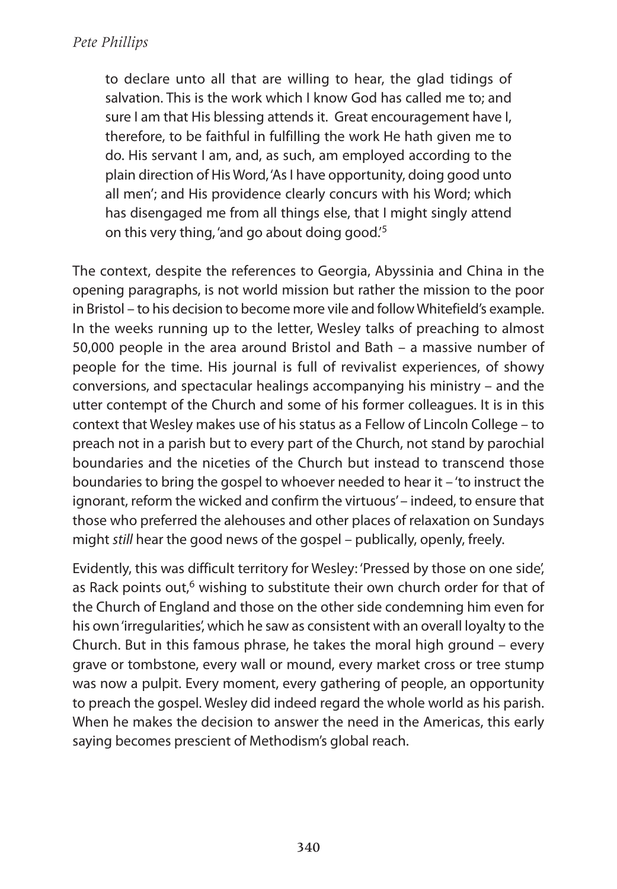> to declare unto all that are willing to hear, the glad tidings of salvation. This is the work which I know God has called me to; and sure I am that His blessing attends it. Great encouragement have I, therefore, to be faithful in fulfilling the work He hath given me to do. His servant I am, and, as such, am employed according to the plain direction of His Word, 'As I have opportunity, doing good unto all men'; and His providence clearly concurs with his Word; which has disengaged me from all things else, that I might singly attend on this very thing, 'and go about doing good.'[5]

The context, despite the references to Georgia, Abyssinia and China in the opening paragraphs, is not world mission but rather the mission to the poor in Bristol – to his decision to become more vile and follow Whitefield's example. In the weeks running up to the letter, Wesley talks of preaching to almost 50,000 people in the area around Bristol and Bath – a massive number of people for the time. His journal is full of revivalist experiences, of showy conversions, and spectacular healings accompanying his ministry – and the utter contempt of the Church and some of his former colleagues. It is in this context that Wesley makes use of his status as a Fellow of Lincoln College – to preach not in a parish but to every part of the Church, not stand by parochial boundaries and the niceties of the Church but instead to transcend those boundaries to bring the gospel to whoever needed to hear it – 'to instruct the ignorant, reform the wicked and confirm the virtuous' – indeed, to ensure that those who preferred the alehouses and other places of relaxation on Sundays might *still* hear the good news of the gospel – publically, openly, freely.

Evidently, this was difficult territory for Wesley: 'Pressed by those on one side', as Rack points out,[6] wishing to substitute their own church order for that of the Church of England and those on the other side condemning him even for his own 'irregularities', which he saw as consistent with an overall loyalty to the Church. But in this famous phrase, he takes the moral high ground – every grave or tombstone, every wall or mound, every market cross or tree stump was now a pulpit. Every moment, every gathering of people, an opportunity to preach the gospel. Wesley did indeed regard the whole world as his parish. When he makes the decision to answer the need in the Americas, this early saying becomes prescient of Methodism's global reach.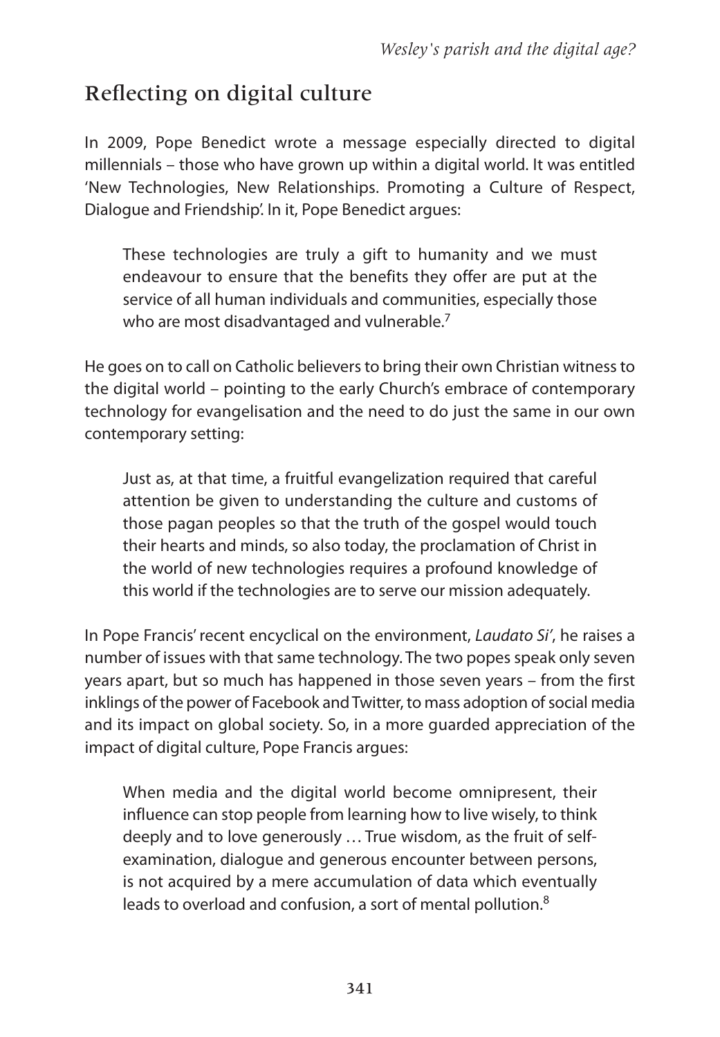## Reflecting on digital culture

In 2009, Pope Benedict wrote a message especially directed to digital millennials – those who have grown up within a digital world. It was entitled 'New Technologies, New Relationships. Promoting a Culture of Respect, Dialogue and Friendship'. In it, Pope Benedict argues:

> These technologies are truly a gift to humanity and we must endeavour to ensure that the benefits they offer are put at the service of all human individuals and communities, especially those who are most disadvantaged and vulnerable.[7]

He goes on to call on Catholic believers to bring their own Christian witness to the digital world – pointing to the early Church's embrace of contemporary technology for evangelisation and the need to do just the same in our own contemporary setting:

> Just as, at that time, a fruitful evangelization required that careful attention be given to understanding the culture and customs of those pagan peoples so that the truth of the gospel would touch their hearts and minds, so also today, the proclamation of Christ in the world of new technologies requires a profound knowledge of this world if the technologies are to serve our mission adequately.

In Pope Francis' recent encyclical on the environment, *Laudato Si'*, he raises a number of issues with that same technology. The two popes speak only seven years apart, but so much has happened in those seven years – from the first inklings of the power of Facebook and Twitter, to mass adoption of social media and its impact on global society. So, in a more guarded appreciation of the impact of digital culture, Pope Francis argues:

> When media and the digital world become omnipresent, their influence can stop people from learning how to live wisely, to think deeply and to love generously … True wisdom, as the fruit of self-examination, dialogue and generous encounter between persons, is not acquired by a mere accumulation of data which eventually leads to overload and confusion, a sort of mental pollution.[8]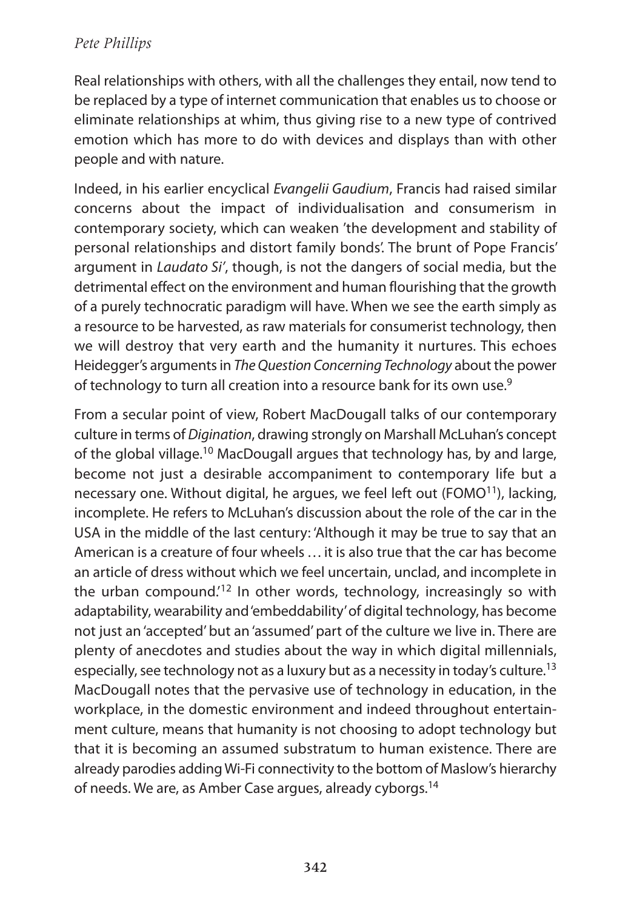Real relationships with others, with all the challenges they entail, now tend to be replaced by a type of internet communication that enables us to choose or eliminate relationships at whim, thus giving rise to a new type of contrived emotion which has more to do with devices and displays than with other people and with nature.

Indeed, in his earlier encyclical *Evangelii Gaudium*, Francis had raised similar concerns about the impact of individualisation and consumerism in contemporary society, which can weaken 'the development and stability of personal relationships and distort family bonds'. The brunt of Pope Francis' argument in *Laudato Si'*, though, is not the dangers of social media, but the detrimental effect on the environment and human flourishing that the growth of a purely technocratic paradigm will have. When we see the earth simply as a resource to be harvested, as raw materials for consumerist technology, then we will destroy that very earth and the humanity it nurtures. This echoes Heidegger's arguments in *The Question Concerning Technology* about the power of technology to turn all creation into a resource bank for its own use.[9]

From a secular point of view, Robert MacDougall talks of our contemporary culture in terms of *Digination*, drawing strongly on Marshall McLuhan's concept of the global village.[10] MacDougall argues that technology has, by and large, become not just a desirable accompaniment to contemporary life but a necessary one. Without digital, he argues, we feel left out (FOMO[11]), lacking, incomplete. He refers to McLuhan's discussion about the role of the car in the USA in the middle of the last century: 'Although it may be true to say that an American is a creature of four wheels … it is also true that the car has become an article of dress without which we feel uncertain, unclad, and incomplete in the urban compound.'[12] In other words, technology, increasingly so with adaptability, wearability and 'embeddability' of digital technology, has become not just an 'accepted' but an 'assumed' part of the culture we live in. There are plenty of anecdotes and studies about the way in which digital millennials, especially, see technology not as a luxury but as a necessity in today's culture.[13] MacDougall notes that the pervasive use of technology in education, in the workplace, in the domestic environment and indeed throughout entertainment culture, means that humanity is not choosing to adopt technology but that it is becoming an assumed substratum to human existence. There are already parodies adding Wi-Fi connectivity to the bottom of Maslow's hierarchy of needs. We are, as Amber Case argues, already cyborgs.[14]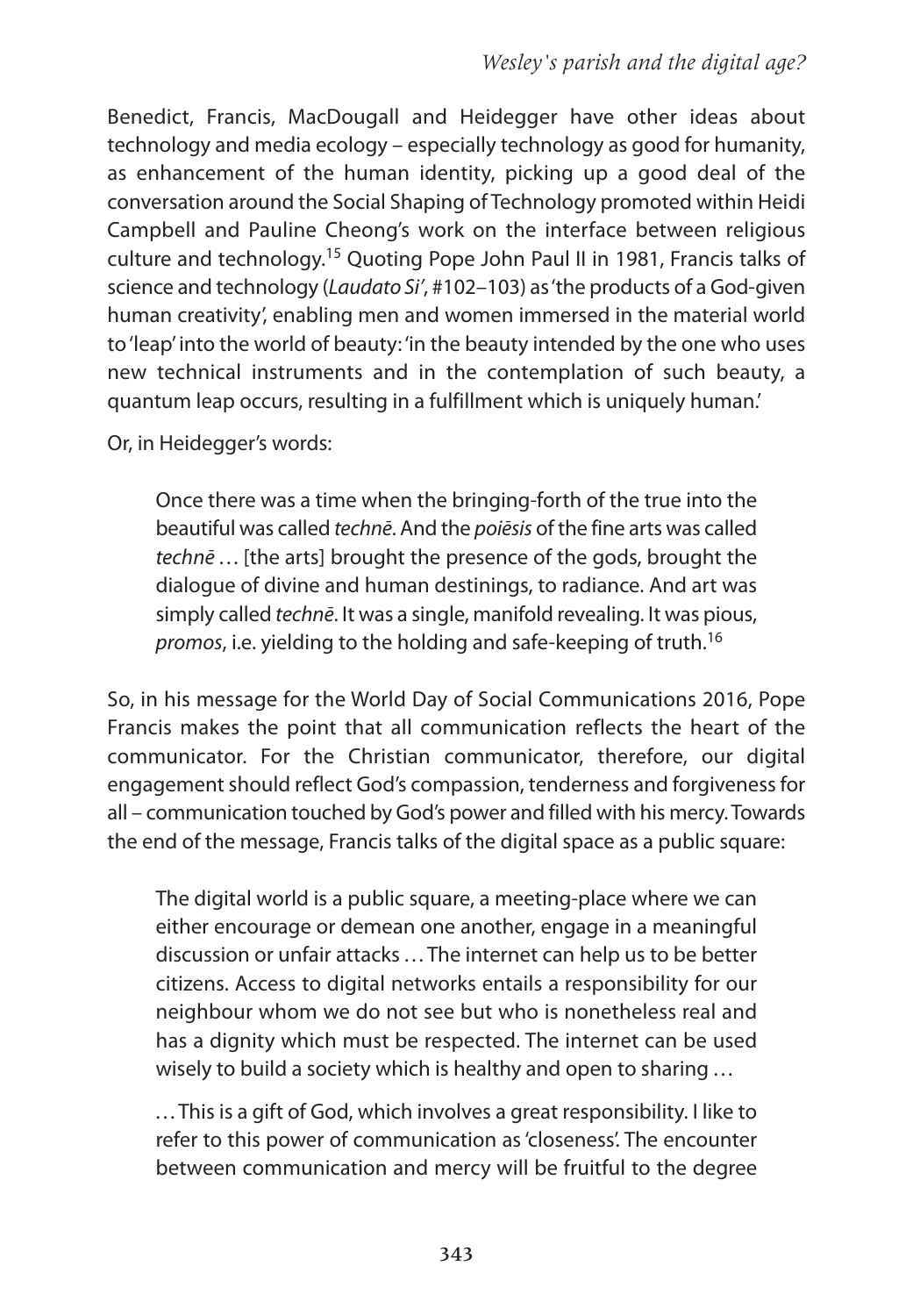Benedict, Francis, MacDougall and Heidegger have other ideas about technology and media ecology – especially technology as good for humanity, as enhancement of the human identity, picking up a good deal of the conversation around the Social Shaping of Technology promoted within Heidi Campbell and Pauline Cheong's work on the interface between religious culture and technology.[15] Quoting Pope John Paul II in 1981, Francis talks of science and technology (*Laudato Si'*, #102–103) as 'the products of a God-given human creativity', enabling men and women immersed in the material world to 'leap' into the world of beauty: 'in the beauty intended by the one who uses new technical instruments and in the contemplation of such beauty, a quantum leap occurs, resulting in a fulfillment which is uniquely human.'

Or, in Heidegger's words:

> Once there was a time when the bringing-forth of the true into the beautiful was called *technē*. And the *poiēsis* of the fine arts was called *technē* … [the arts] brought the presence of the gods, brought the dialogue of divine and human destinings, to radiance. And art was simply called *technē*. It was a single, manifold revealing. It was pious, *promos*, i.e. yielding to the holding and safe-keeping of truth.[16]

So, in his message for the World Day of Social Communications 2016, Pope Francis makes the point that all communication reflects the heart of the communicator. For the Christian communicator, therefore, our digital engagement should reflect God's compassion, tenderness and forgiveness for all – communication touched by God's power and filled with his mercy. Towards the end of the message, Francis talks of the digital space as a public square:

> The digital world is a public square, a meeting-place where we can either encourage or demean one another, engage in a meaningful discussion or unfair attacks … The internet can help us to be better citizens. Access to digital networks entails a responsibility for our neighbour whom we do not see but who is nonetheless real and has a dignity which must be respected. The internet can be used wisely to build a society which is healthy and open to sharing …
>
> … This is a gift of God, which involves a great responsibility. I like to refer to this power of communication as 'closeness'. The encounter between communication and mercy will be fruitful to the degree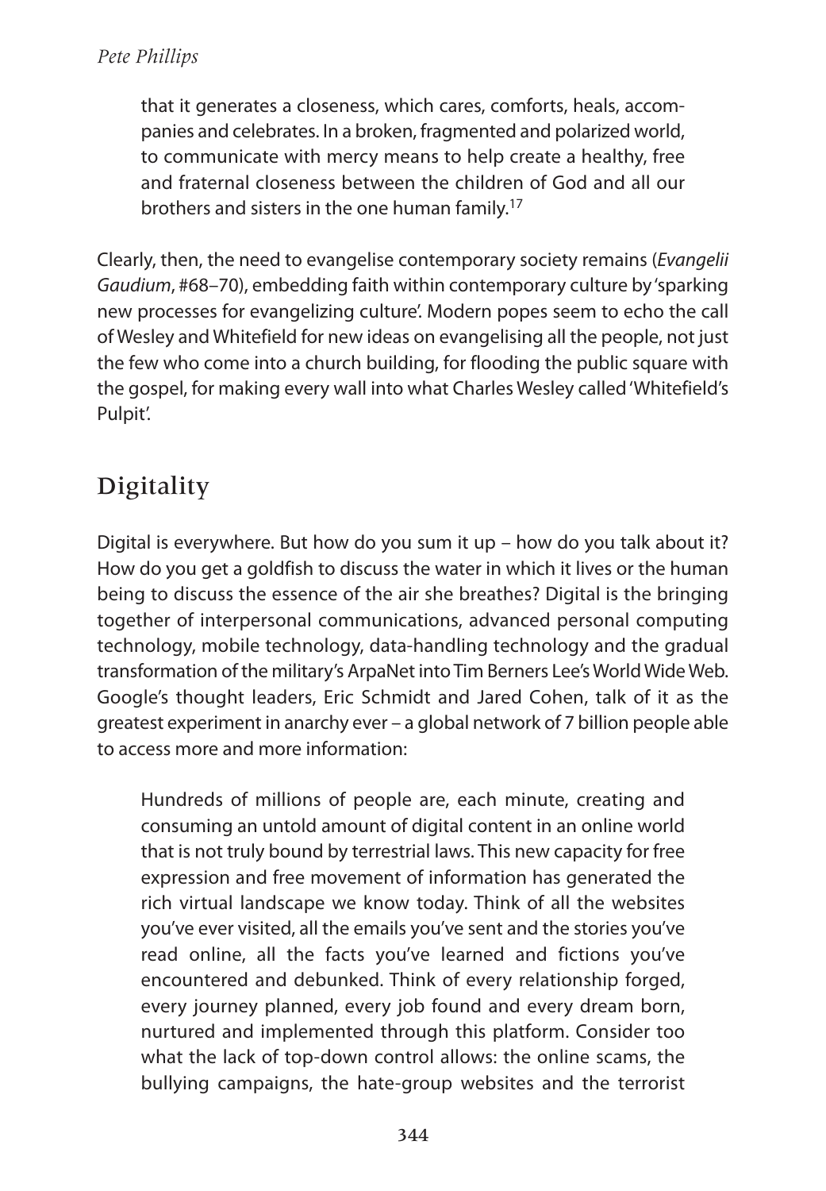> that it generates a closeness, which cares, comforts, heals, accompanies and celebrates. In a broken, fragmented and polarized world, to communicate with mercy means to help create a healthy, free and fraternal closeness between the children of God and all our brothers and sisters in the one human family.[17]

Clearly, then, the need to evangelise contemporary society remains (*Evangelii Gaudium*, #68–70), embedding faith within contemporary culture by 'sparking new processes for evangelizing culture'. Modern popes seem to echo the call of Wesley and Whitefield for new ideas on evangelising all the people, not just the few who come into a church building, for flooding the public square with the gospel, for making every wall into what Charles Wesley called 'Whitefield's Pulpit'.

## Digitality

Digital is everywhere. But how do you sum it up – how do you talk about it? How do you get a goldfish to discuss the water in which it lives or the human being to discuss the essence of the air she breathes? Digital is the bringing together of interpersonal communications, advanced personal computing technology, mobile technology, data-handling technology and the gradual transformation of the military's ArpaNet into Tim Berners Lee's World Wide Web. Google's thought leaders, Eric Schmidt and Jared Cohen, talk of it as the greatest experiment in anarchy ever – a global network of 7 billion people able to access more and more information:

> Hundreds of millions of people are, each minute, creating and consuming an untold amount of digital content in an online world that is not truly bound by terrestrial laws. This new capacity for free expression and free movement of information has generated the rich virtual landscape we know today. Think of all the websites you've ever visited, all the emails you've sent and the stories you've read online, all the facts you've learned and fictions you've encountered and debunked. Think of every relationship forged, every journey planned, every job found and every dream born, nurtured and implemented through this platform. Consider too what the lack of top-down control allows: the online scams, the bullying campaigns, the hate-group websites and the terrorist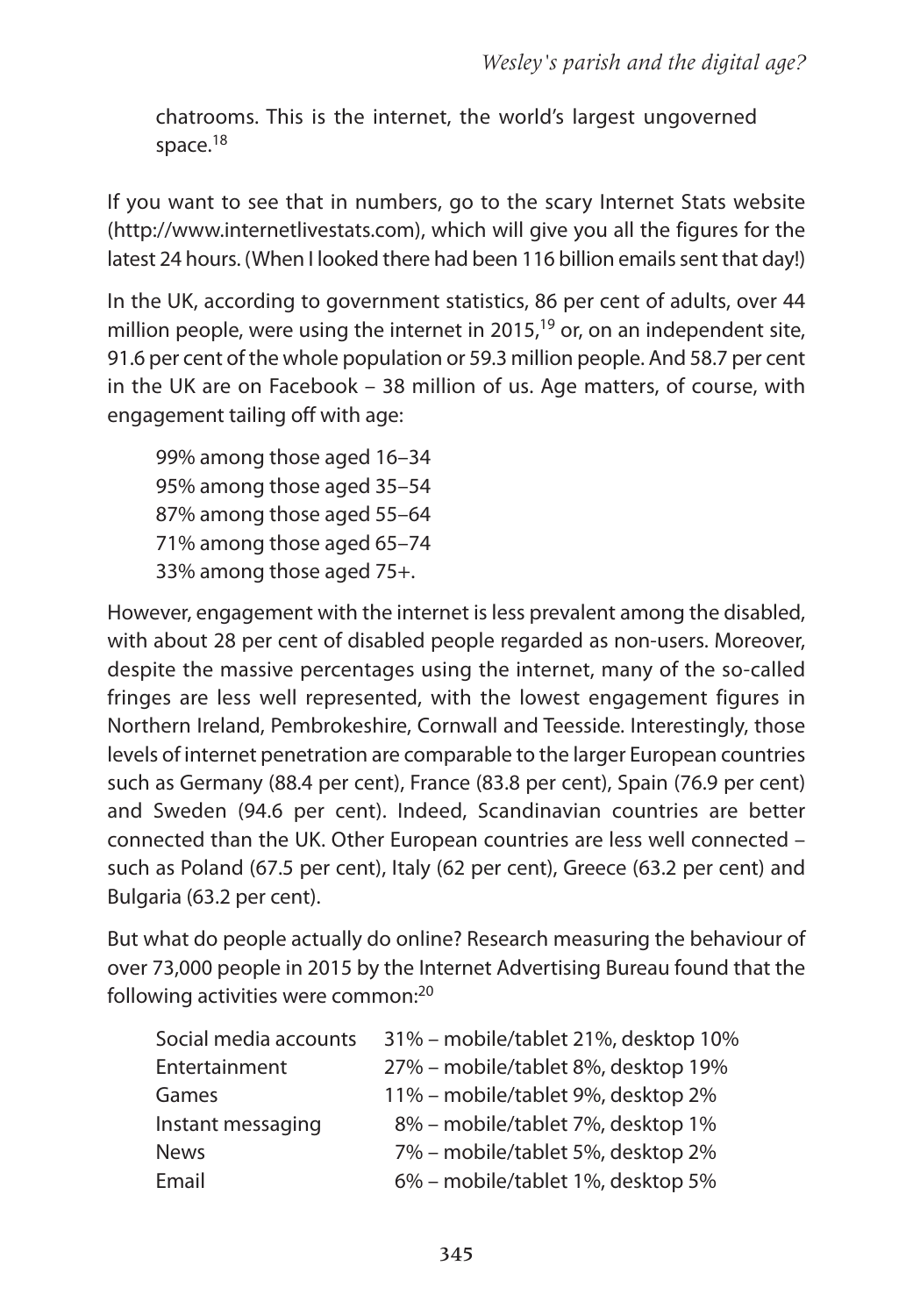chatrooms. This is the internet, the world's largest ungoverned space.[18]

If you want to see that in numbers, go to the scary Internet Stats website (http://www.internetlivestats.com), which will give you all the figures for the latest 24 hours. (When I looked there had been 116 billion emails sent that day!)

In the UK, according to government statistics, 86 per cent of adults, over 44 million people, were using the internet in 2015,[19] or, on an independent site, 91.6 per cent of the whole population or 59.3 million people. And 58.7 per cent in the UK are on Facebook – 38 million of us. Age matters, of course, with engagement tailing off with age:

99% among those aged 16–34
95% among those aged 35–54
87% among those aged 55–64
71% among those aged 65–74
33% among those aged 75+.

However, engagement with the internet is less prevalent among the disabled, with about 28 per cent of disabled people regarded as non-users. Moreover, despite the massive percentages using the internet, many of the so-called fringes are less well represented, with the lowest engagement figures in Northern Ireland, Pembrokeshire, Cornwall and Teesside. Interestingly, those levels of internet penetration are comparable to the larger European countries such as Germany (88.4 per cent), France (83.8 per cent), Spain (76.9 per cent) and Sweden (94.6 per cent). Indeed, Scandinavian countries are better connected than the UK. Other European countries are less well connected – such as Poland (67.5 per cent), Italy (62 per cent), Greece (63.2 per cent) and Bulgaria (63.2 per cent).

But what do people actually do online? Research measuring the behaviour of over 73,000 people in 2015 by the Internet Advertising Bureau found that the following activities were common:[20]

| | |
|---|---|
| Social media accounts | 31% – mobile/tablet 21%, desktop 10% |
| Entertainment | 27% – mobile/tablet 8%, desktop 19% |
| Games | 11% – mobile/tablet 9%, desktop 2% |
| Instant messaging | 8% – mobile/tablet 7%, desktop 1% |
| News | 7% – mobile/tablet 5%, desktop 2% |
| Email | 6% – mobile/tablet 1%, desktop 5% |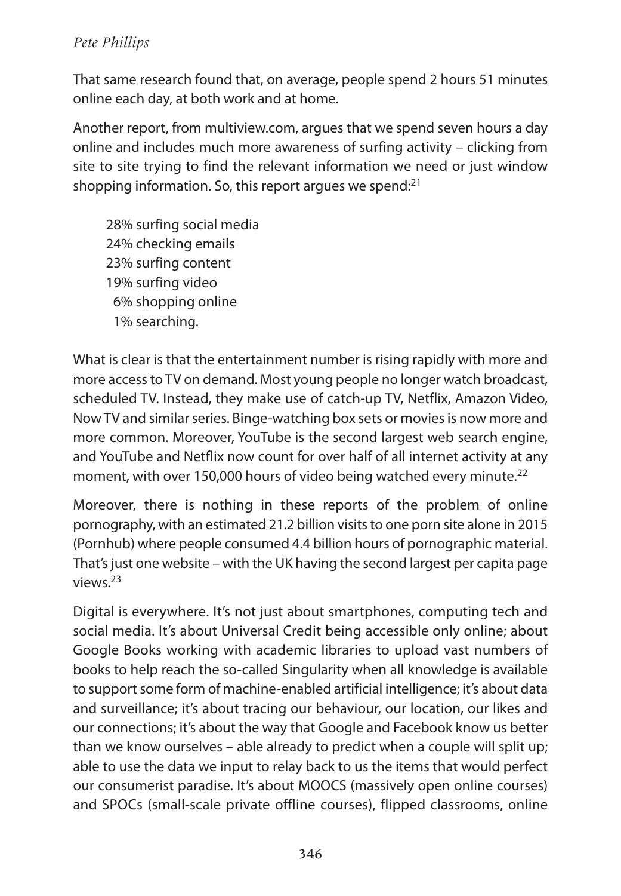That same research found that, on average, people spend 2 hours 51 minutes online each day, at both work and at home.

Another report, from multiview.com, argues that we spend seven hours a day online and includes much more awareness of surfing activity – clicking from site to site trying to find the relevant information we need or just window shopping information. So, this report argues we spend:[21]

28% surfing social media
24% checking emails
23% surfing content
19% surfing video
6% shopping online
1% searching.

What is clear is that the entertainment number is rising rapidly with more and more access to TV on demand. Most young people no longer watch broadcast, scheduled TV. Instead, they make use of catch-up TV, Netflix, Amazon Video, Now TV and similar series. Binge-watching box sets or movies is now more and more common. Moreover, YouTube is the second largest web search engine, and YouTube and Netflix now count for over half of all internet activity at any moment, with over 150,000 hours of video being watched every minute.[22]

Moreover, there is nothing in these reports of the problem of online pornography, with an estimated 21.2 billion visits to one porn site alone in 2015 (Pornhub) where people consumed 4.4 billion hours of pornographic material. That's just one website – with the UK having the second largest per capita page views.[23]

Digital is everywhere. It's not just about smartphones, computing tech and social media. It's about Universal Credit being accessible only online; about Google Books working with academic libraries to upload vast numbers of books to help reach the so-called Singularity when all knowledge is available to support some form of machine-enabled artificial intelligence; it's about data and surveillance; it's about tracing our behaviour, our location, our likes and our connections; it's about the way that Google and Facebook know us better than we know ourselves – able already to predict when a couple will split up; able to use the data we input to relay back to us the items that would perfect our consumerist paradise. It's about MOOCS (massively open online courses) and SPOCs (small-scale private offline courses), flipped classrooms, online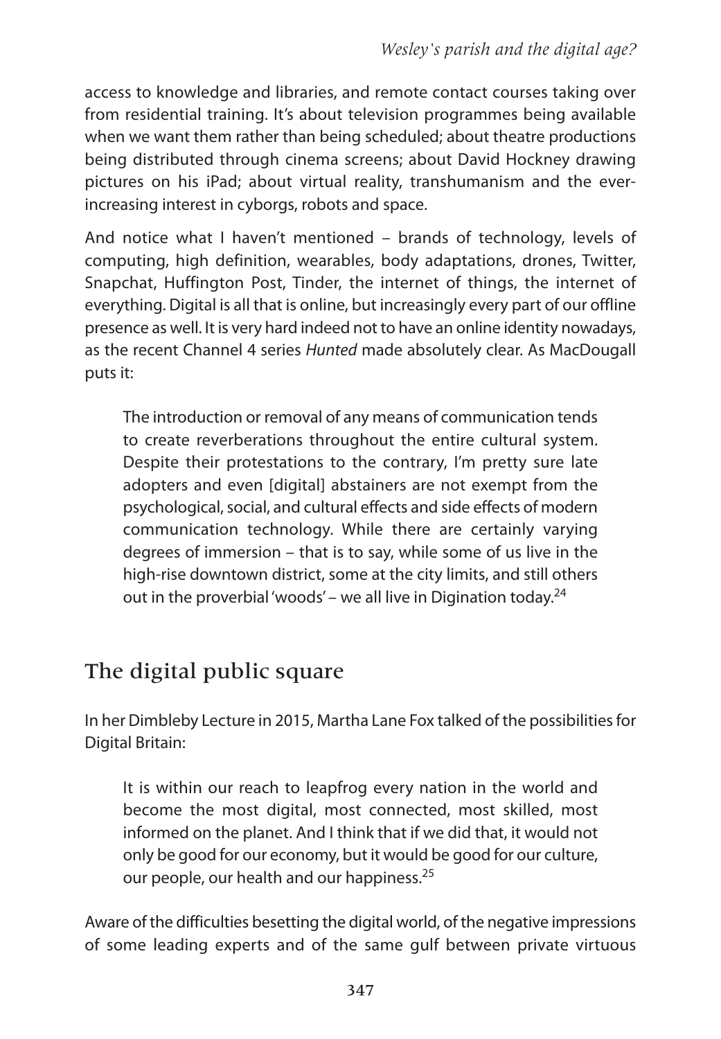access to knowledge and libraries, and remote contact courses taking over from residential training. It's about television programmes being available when we want them rather than being scheduled; about theatre productions being distributed through cinema screens; about David Hockney drawing pictures on his iPad; about virtual reality, transhumanism and the ever-increasing interest in cyborgs, robots and space.

And notice what I haven't mentioned – brands of technology, levels of computing, high definition, wearables, body adaptations, drones, Twitter, Snapchat, Huffington Post, Tinder, the internet of things, the internet of everything. Digital is all that is online, but increasingly every part of our offline presence as well. It is very hard indeed not to have an online identity nowadays, as the recent Channel 4 series *Hunted* made absolutely clear. As MacDougall puts it:

> The introduction or removal of any means of communication tends to create reverberations throughout the entire cultural system. Despite their protestations to the contrary, I'm pretty sure late adopters and even [digital] abstainers are not exempt from the psychological, social, and cultural effects and side effects of modern communication technology. While there are certainly varying degrees of immersion – that is to say, while some of us live in the high-rise downtown district, some at the city limits, and still others out in the proverbial 'woods' – we all live in Digination today.[24]

## The digital public square

In her Dimbleby Lecture in 2015, Martha Lane Fox talked of the possibilities for Digital Britain:

> It is within our reach to leapfrog every nation in the world and become the most digital, most connected, most skilled, most informed on the planet. And I think that if we did that, it would not only be good for our economy, but it would be good for our culture, our people, our health and our happiness.[25]

Aware of the difficulties besetting the digital world, of the negative impressions of some leading experts and of the same gulf between private virtuous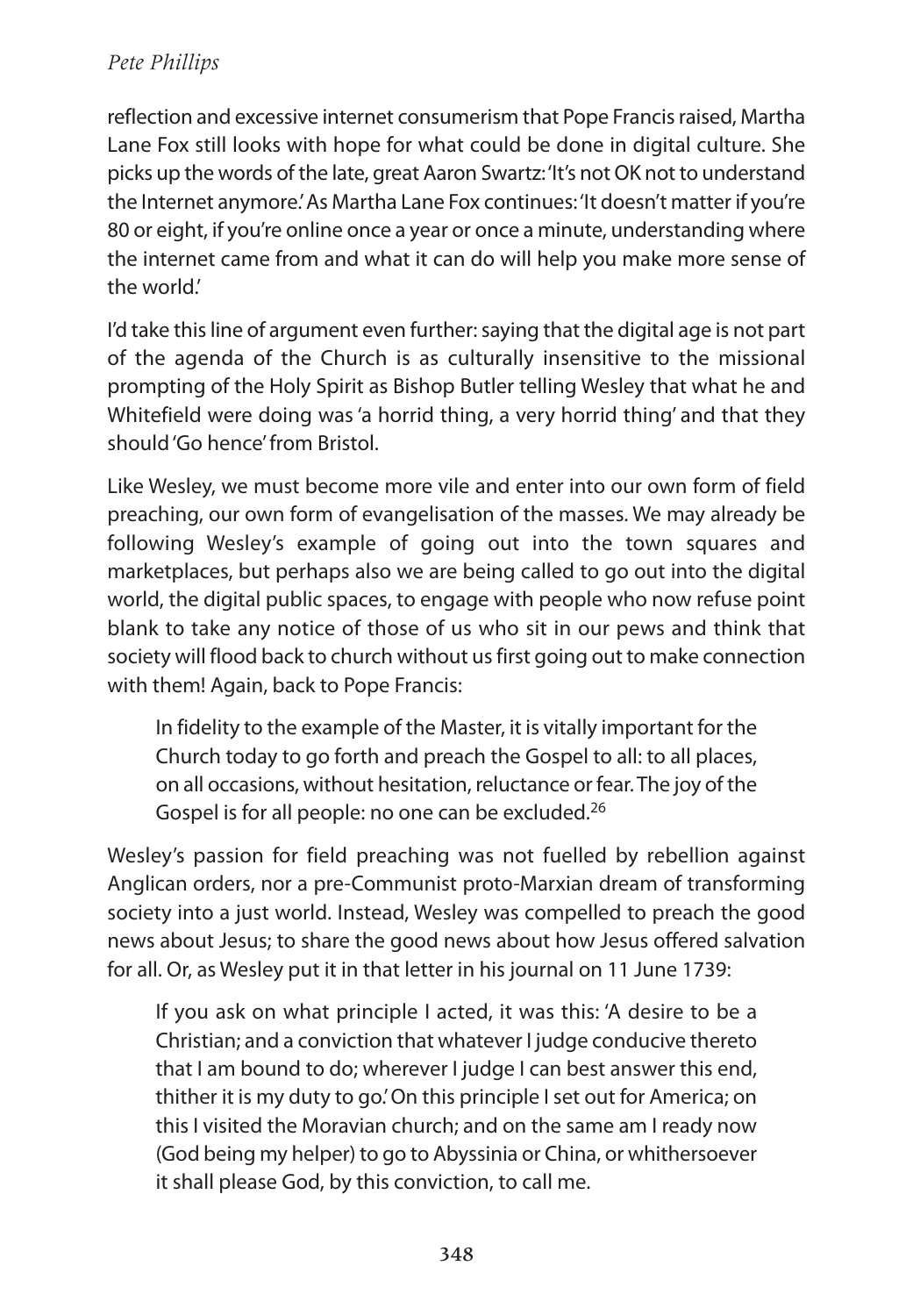reflection and excessive internet consumerism that Pope Francis raised, Martha Lane Fox still looks with hope for what could be done in digital culture. She picks up the words of the late, great Aaron Swartz: 'It's not OK not to understand the Internet anymore.' As Martha Lane Fox continues: 'It doesn't matter if you're 80 or eight, if you're online once a year or once a minute, understanding where the internet came from and what it can do will help you make more sense of the world.'

I'd take this line of argument even further: saying that the digital age is not part of the agenda of the Church is as culturally insensitive to the missional prompting of the Holy Spirit as Bishop Butler telling Wesley that what he and Whitefield were doing was 'a horrid thing, a very horrid thing' and that they should 'Go hence' from Bristol.

Like Wesley, we must become more vile and enter into our own form of field preaching, our own form of evangelisation of the masses. We may already be following Wesley's example of going out into the town squares and marketplaces, but perhaps also we are being called to go out into the digital world, the digital public spaces, to engage with people who now refuse point blank to take any notice of those of us who sit in our pews and think that society will flood back to church without us first going out to make connection with them! Again, back to Pope Francis:

> In fidelity to the example of the Master, it is vitally important for the Church today to go forth and preach the Gospel to all: to all places, on all occasions, without hesitation, reluctance or fear. The joy of the Gospel is for all people: no one can be excluded.[26]

Wesley's passion for field preaching was not fuelled by rebellion against Anglican orders, nor a pre-Communist proto-Marxian dream of transforming society into a just world. Instead, Wesley was compelled to preach the good news about Jesus; to share the good news about how Jesus offered salvation for all. Or, as Wesley put it in that letter in his journal on 11 June 1739:

> If you ask on what principle I acted, it was this: 'A desire to be a Christian; and a conviction that whatever I judge conducive thereto that I am bound to do; wherever I judge I can best answer this end, thither it is my duty to go.' On this principle I set out for America; on this I visited the Moravian church; and on the same am I ready now (God being my helper) to go to Abyssinia or China, or whithersoever it shall please God, by this conviction, to call me.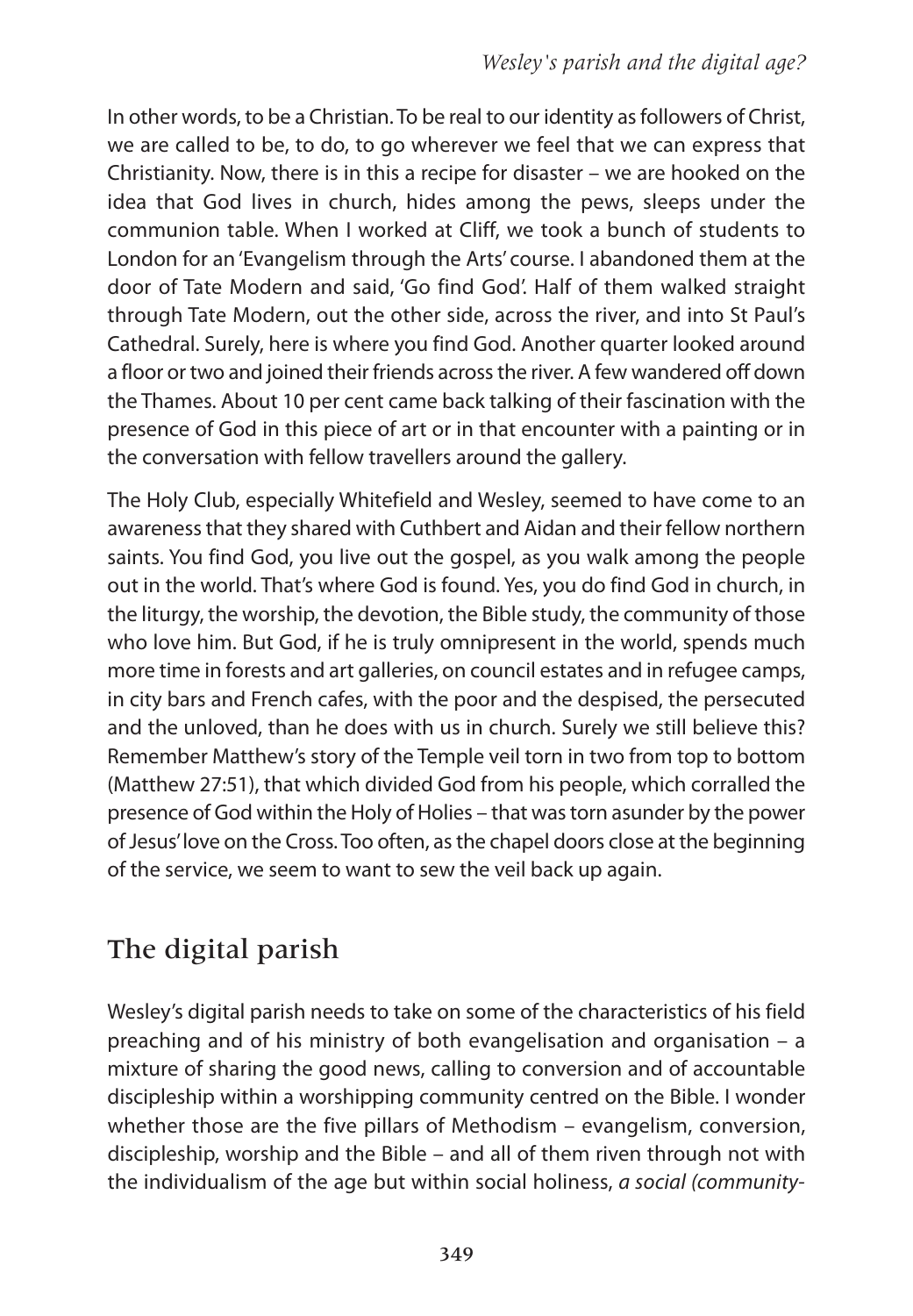In other words, to be a Christian. To be real to our identity as followers of Christ, we are called to be, to do, to go wherever we feel that we can express that Christianity. Now, there is in this a recipe for disaster – we are hooked on the idea that God lives in church, hides among the pews, sleeps under the communion table. When I worked at Cliff, we took a bunch of students to London for an 'Evangelism through the Arts' course. I abandoned them at the door of Tate Modern and said, 'Go find God'. Half of them walked straight through Tate Modern, out the other side, across the river, and into St Paul's Cathedral. Surely, here is where you find God. Another quarter looked around a floor or two and joined their friends across the river. A few wandered off down the Thames. About 10 per cent came back talking of their fascination with the presence of God in this piece of art or in that encounter with a painting or in the conversation with fellow travellers around the gallery.

The Holy Club, especially Whitefield and Wesley, seemed to have come to an awareness that they shared with Cuthbert and Aidan and their fellow northern saints. You find God, you live out the gospel, as you walk among the people out in the world. That's where God is found. Yes, you do find God in church, in the liturgy, the worship, the devotion, the Bible study, the community of those who love him. But God, if he is truly omnipresent in the world, spends much more time in forests and art galleries, on council estates and in refugee camps, in city bars and French cafes, with the poor and the despised, the persecuted and the unloved, than he does with us in church. Surely we still believe this? Remember Matthew's story of the Temple veil torn in two from top to bottom (Matthew 27:51), that which divided God from his people, which corralled the presence of God within the Holy of Holies – that was torn asunder by the power of Jesus' love on the Cross. Too often, as the chapel doors close at the beginning of the service, we seem to want to sew the veil back up again.

## The digital parish

Wesley's digital parish needs to take on some of the characteristics of his field preaching and of his ministry of both evangelisation and organisation – a mixture of sharing the good news, calling to conversion and of accountable discipleship within a worshipping community centred on the Bible. I wonder whether those are the five pillars of Methodism – evangelism, conversion, discipleship, worship and the Bible – and all of them riven through not with the individualism of the age but within social holiness, *a social (community-*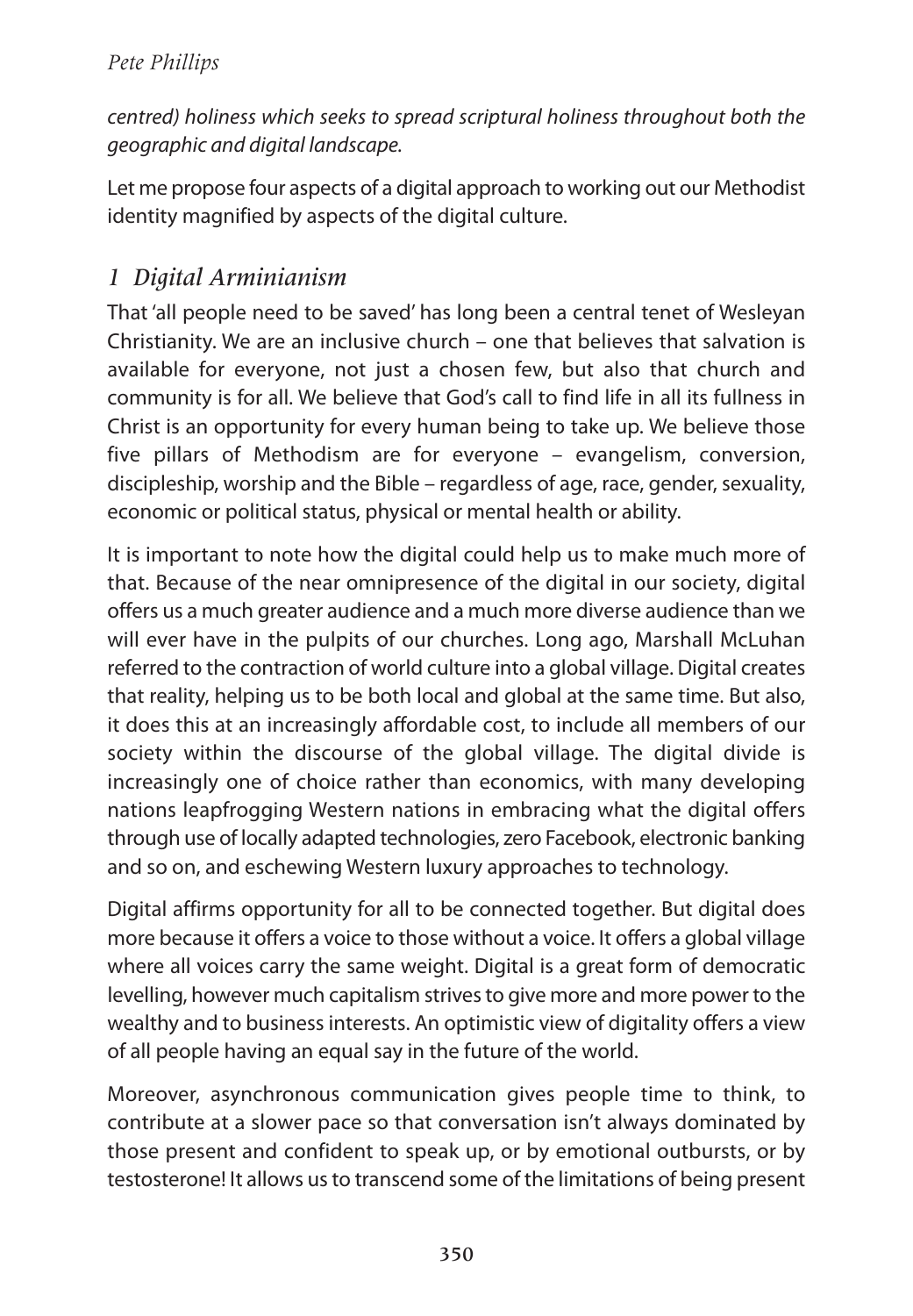*centred) holiness which seeks to spread scriptural holiness throughout both the geographic and digital landscape.*

Let me propose four aspects of a digital approach to working out our Methodist identity magnified by aspects of the digital culture.

## *1 Digital Arminianism*

That 'all people need to be saved' has long been a central tenet of Wesleyan Christianity. We are an inclusive church – one that believes that salvation is available for everyone, not just a chosen few, but also that church and community is for all. We believe that God's call to find life in all its fullness in Christ is an opportunity for every human being to take up. We believe those five pillars of Methodism are for everyone – evangelism, conversion, discipleship, worship and the Bible – regardless of age, race, gender, sexuality, economic or political status, physical or mental health or ability.

It is important to note how the digital could help us to make much more of that. Because of the near omnipresence of the digital in our society, digital offers us a much greater audience and a much more diverse audience than we will ever have in the pulpits of our churches. Long ago, Marshall McLuhan referred to the contraction of world culture into a global village. Digital creates that reality, helping us to be both local and global at the same time. But also, it does this at an increasingly affordable cost, to include all members of our society within the discourse of the global village. The digital divide is increasingly one of choice rather than economics, with many developing nations leapfrogging Western nations in embracing what the digital offers through use of locally adapted technologies, zero Facebook, electronic banking and so on, and eschewing Western luxury approaches to technology.

Digital affirms opportunity for all to be connected together. But digital does more because it offers a voice to those without a voice. It offers a global village where all voices carry the same weight. Digital is a great form of democratic levelling, however much capitalism strives to give more and more power to the wealthy and to business interests. An optimistic view of digitality offers a view of all people having an equal say in the future of the world.

Moreover, asynchronous communication gives people time to think, to contribute at a slower pace so that conversation isn't always dominated by those present and confident to speak up, or by emotional outbursts, or by testosterone! It allows us to transcend some of the limitations of being present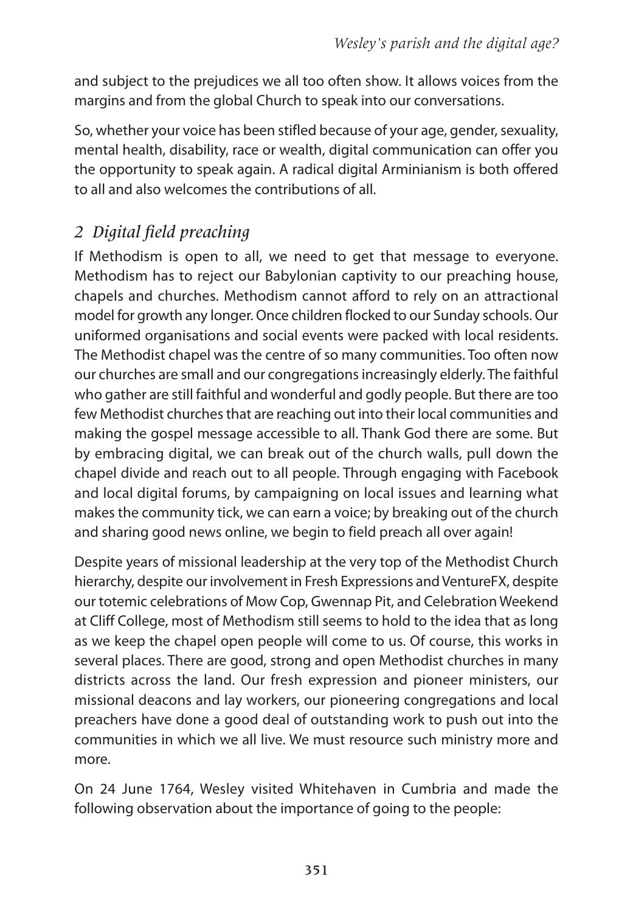and subject to the prejudices we all too often show. It allows voices from the margins and from the global Church to speak into our conversations.

So, whether your voice has been stifled because of your age, gender, sexuality, mental health, disability, race or wealth, digital communication can offer you the opportunity to speak again. A radical digital Arminianism is both offered to all and also welcomes the contributions of all.

## *2 Digital field preaching*

If Methodism is open to all, we need to get that message to everyone. Methodism has to reject our Babylonian captivity to our preaching house, chapels and churches. Methodism cannot afford to rely on an attractional model for growth any longer. Once children flocked to our Sunday schools. Our uniformed organisations and social events were packed with local residents. The Methodist chapel was the centre of so many communities. Too often now our churches are small and our congregations increasingly elderly. The faithful who gather are still faithful and wonderful and godly people. But there are too few Methodist churches that are reaching out into their local communities and making the gospel message accessible to all. Thank God there are some. But by embracing digital, we can break out of the church walls, pull down the chapel divide and reach out to all people. Through engaging with Facebook and local digital forums, by campaigning on local issues and learning what makes the community tick, we can earn a voice; by breaking out of the church and sharing good news online, we begin to field preach all over again!

Despite years of missional leadership at the very top of the Methodist Church hierarchy, despite our involvement in Fresh Expressions and VentureFX, despite our totemic celebrations of Mow Cop, Gwennap Pit, and Celebration Weekend at Cliff College, most of Methodism still seems to hold to the idea that as long as we keep the chapel open people will come to us. Of course, this works in several places. There are good, strong and open Methodist churches in many districts across the land. Our fresh expression and pioneer ministers, our missional deacons and lay workers, our pioneering congregations and local preachers have done a good deal of outstanding work to push out into the communities in which we all live. We must resource such ministry more and more.

On 24 June 1764, Wesley visited Whitehaven in Cumbria and made the following observation about the importance of going to the people: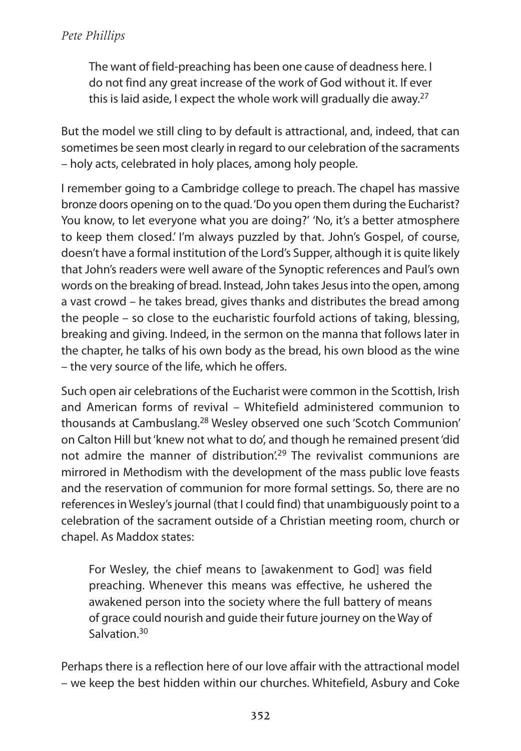> The want of field-preaching has been one cause of deadness here. I do not find any great increase of the work of God without it. If ever this is laid aside, I expect the whole work will gradually die away.[27]

But the model we still cling to by default is attractional, and, indeed, that can sometimes be seen most clearly in regard to our celebration of the sacraments – holy acts, celebrated in holy places, among holy people.

I remember going to a Cambridge college to preach. The chapel has massive bronze doors opening on to the quad. 'Do you open them during the Eucharist? You know, to let everyone what you are doing?' 'No, it's a better atmosphere to keep them closed.' I'm always puzzled by that. John's Gospel, of course, doesn't have a formal institution of the Lord's Supper, although it is quite likely that John's readers were well aware of the Synoptic references and Paul's own words on the breaking of bread. Instead, John takes Jesus into the open, among a vast crowd – he takes bread, gives thanks and distributes the bread among the people – so close to the eucharistic fourfold actions of taking, blessing, breaking and giving. Indeed, in the sermon on the manna that follows later in the chapter, he talks of his own body as the bread, his own blood as the wine – the very source of the life, which he offers.

Such open air celebrations of the Eucharist were common in the Scottish, Irish and American forms of revival – Whitefield administered communion to thousands at Cambuslang.[28] Wesley observed one such 'Scotch Communion' on Calton Hill but 'knew not what to do', and though he remained present 'did not admire the manner of distribution'.[29] The revivalist communions are mirrored in Methodism with the development of the mass public love feasts and the reservation of communion for more formal settings. So, there are no references in Wesley's journal (that I could find) that unambiguously point to a celebration of the sacrament outside of a Christian meeting room, church or chapel. As Maddox states:

> For Wesley, the chief means to [awakenment to God] was field preaching. Whenever this means was effective, he ushered the awakened person into the society where the full battery of means of grace could nourish and guide their future journey on the Way of Salvation.[30]

Perhaps there is a reflection here of our love affair with the attractional model – we keep the best hidden within our churches. Whitefield, Asbury and Coke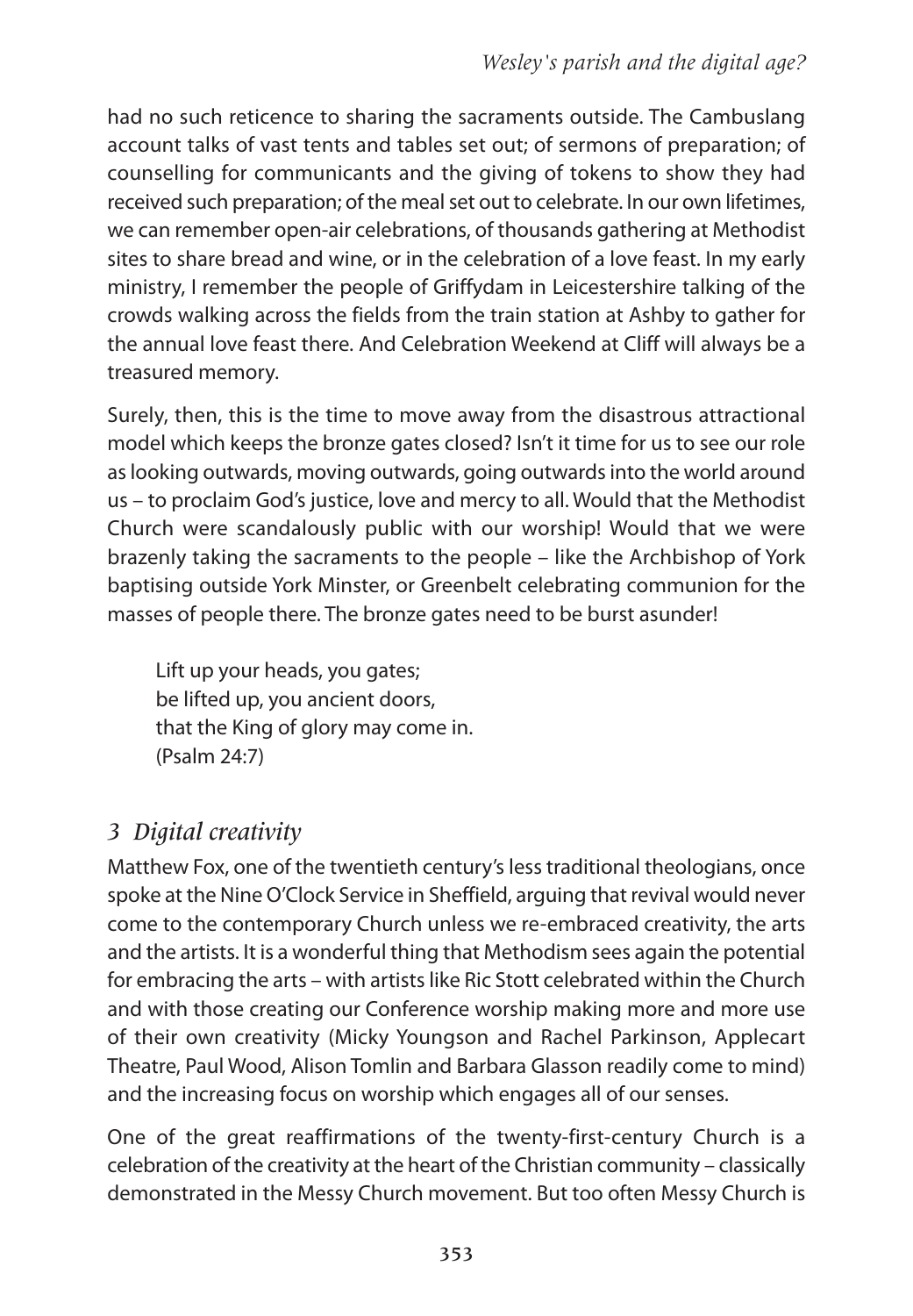had no such reticence to sharing the sacraments outside. The Cambuslang account talks of vast tents and tables set out; of sermons of preparation; of counselling for communicants and the giving of tokens to show they had received such preparation; of the meal set out to celebrate. In our own lifetimes, we can remember open-air celebrations, of thousands gathering at Methodist sites to share bread and wine, or in the celebration of a love feast. In my early ministry, I remember the people of Griffydam in Leicestershire talking of the crowds walking across the fields from the train station at Ashby to gather for the annual love feast there. And Celebration Weekend at Cliff will always be a treasured memory.

Surely, then, this is the time to move away from the disastrous attractional model which keeps the bronze gates closed? Isn't it time for us to see our role as looking outwards, moving outwards, going outwards into the world around us – to proclaim God's justice, love and mercy to all. Would that the Methodist Church were scandalously public with our worship! Would that we were brazenly taking the sacraments to the people – like the Archbishop of York baptising outside York Minster, or Greenbelt celebrating communion for the masses of people there. The bronze gates need to be burst asunder!

> Lift up your heads, you gates;
> be lifted up, you ancient doors,
> that the King of glory may come in.
> (Psalm 24:7)

## *3 Digital creativity*

Matthew Fox, one of the twentieth century's less traditional theologians, once spoke at the Nine O'Clock Service in Sheffield, arguing that revival would never come to the contemporary Church unless we re-embraced creativity, the arts and the artists. It is a wonderful thing that Methodism sees again the potential for embracing the arts – with artists like Ric Stott celebrated within the Church and with those creating our Conference worship making more and more use of their own creativity (Micky Youngson and Rachel Parkinson, Applecart Theatre, Paul Wood, Alison Tomlin and Barbara Glasson readily come to mind) and the increasing focus on worship which engages all of our senses.

One of the great reaffirmations of the twenty-first-century Church is a celebration of the creativity at the heart of the Christian community – classically demonstrated in the Messy Church movement. But too often Messy Church is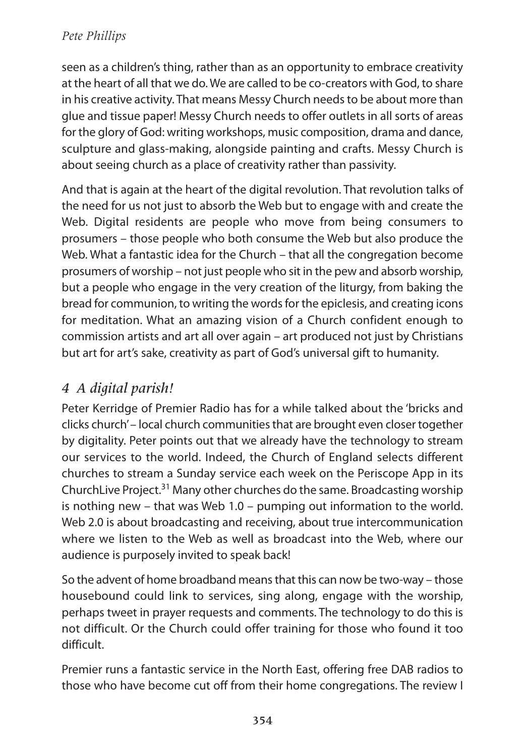seen as a children's thing, rather than as an opportunity to embrace creativity at the heart of all that we do. We are called to be co-creators with God, to share in his creative activity. That means Messy Church needs to be about more than glue and tissue paper! Messy Church needs to offer outlets in all sorts of areas for the glory of God: writing workshops, music composition, drama and dance, sculpture and glass-making, alongside painting and crafts. Messy Church is about seeing church as a place of creativity rather than passivity.

And that is again at the heart of the digital revolution. That revolution talks of the need for us not just to absorb the Web but to engage with and create the Web. Digital residents are people who move from being consumers to prosumers – those people who both consume the Web but also produce the Web. What a fantastic idea for the Church – that all the congregation become prosumers of worship – not just people who sit in the pew and absorb worship, but a people who engage in the very creation of the liturgy, from baking the bread for communion, to writing the words for the epiclesis, and creating icons for meditation. What an amazing vision of a Church confident enough to commission artists and art all over again – art produced not just by Christians but art for art's sake, creativity as part of God's universal gift to humanity.

## *4 A digital parish!*

Peter Kerridge of Premier Radio has for a while talked about the 'bricks and clicks church' – local church communities that are brought even closer together by digitality. Peter points out that we already have the technology to stream our services to the world. Indeed, the Church of England selects different churches to stream a Sunday service each week on the Periscope App in its ChurchLive Project.[31] Many other churches do the same. Broadcasting worship is nothing new – that was Web 1.0 – pumping out information to the world. Web 2.0 is about broadcasting and receiving, about true intercommunication where we listen to the Web as well as broadcast into the Web, where our audience is purposely invited to speak back!

So the advent of home broadband means that this can now be two-way – those housebound could link to services, sing along, engage with the worship, perhaps tweet in prayer requests and comments. The technology to do this is not difficult. Or the Church could offer training for those who found it too difficult.

Premier runs a fantastic service in the North East, offering free DAB radios to those who have become cut off from their home congregations. The review I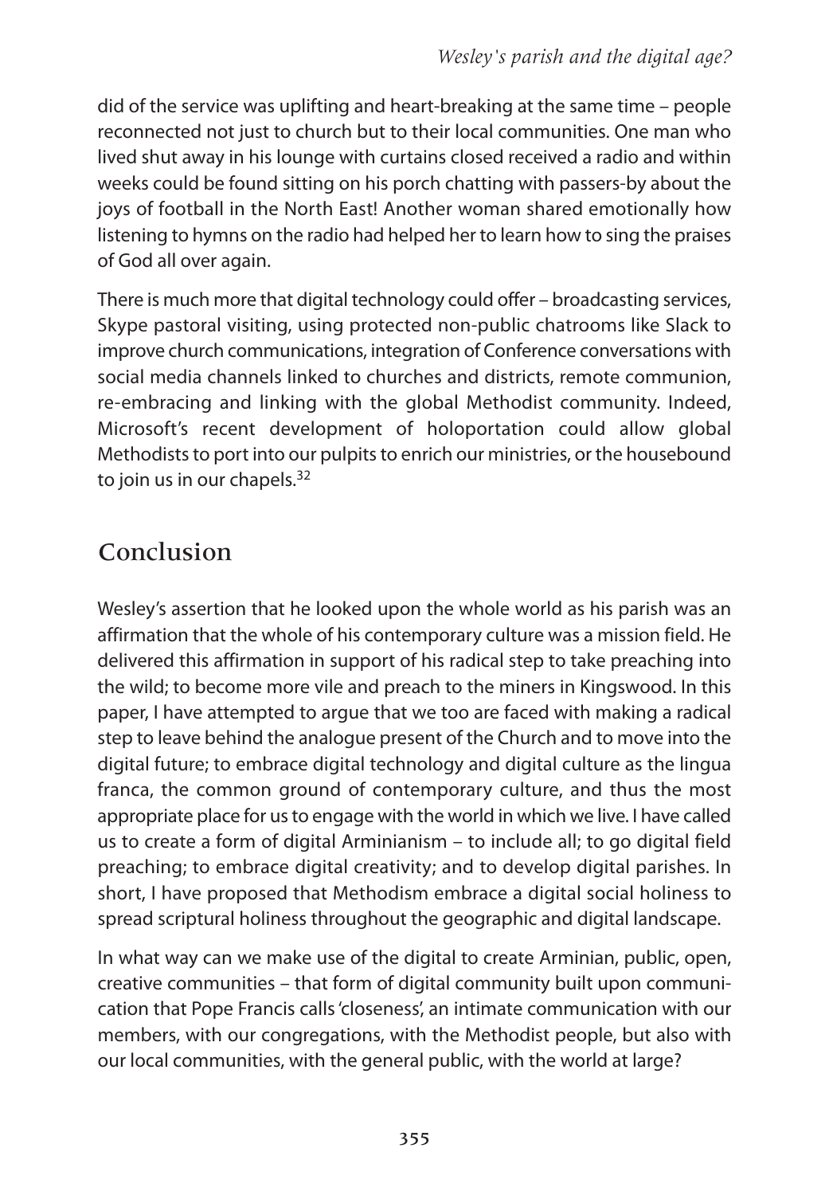did of the service was uplifting and heart-breaking at the same time – people reconnected not just to church but to their local communities. One man who lived shut away in his lounge with curtains closed received a radio and within weeks could be found sitting on his porch chatting with passers-by about the joys of football in the North East! Another woman shared emotionally how listening to hymns on the radio had helped her to learn how to sing the praises of God all over again.

There is much more that digital technology could offer – broadcasting services, Skype pastoral visiting, using protected non-public chatrooms like Slack to improve church communications, integration of Conference conversations with social media channels linked to churches and districts, remote communion, re-embracing and linking with the global Methodist community. Indeed, Microsoft's recent development of holoportation could allow global Methodists to port into our pulpits to enrich our ministries, or the housebound to join us in our chapels.[32]

## Conclusion

Wesley's assertion that he looked upon the whole world as his parish was an affirmation that the whole of his contemporary culture was a mission field. He delivered this affirmation in support of his radical step to take preaching into the wild; to become more vile and preach to the miners in Kingswood. In this paper, I have attempted to argue that we too are faced with making a radical step to leave behind the analogue present of the Church and to move into the digital future; to embrace digital technology and digital culture as the lingua franca, the common ground of contemporary culture, and thus the most appropriate place for us to engage with the world in which we live. I have called us to create a form of digital Arminianism – to include all; to go digital field preaching; to embrace digital creativity; and to develop digital parishes. In short, I have proposed that Methodism embrace a digital social holiness to spread scriptural holiness throughout the geographic and digital landscape.

In what way can we make use of the digital to create Arminian, public, open, creative communities – that form of digital community built upon communication that Pope Francis calls 'closeness', an intimate communication with our members, with our congregations, with the Methodist people, but also with our local communities, with the general public, with the world at large?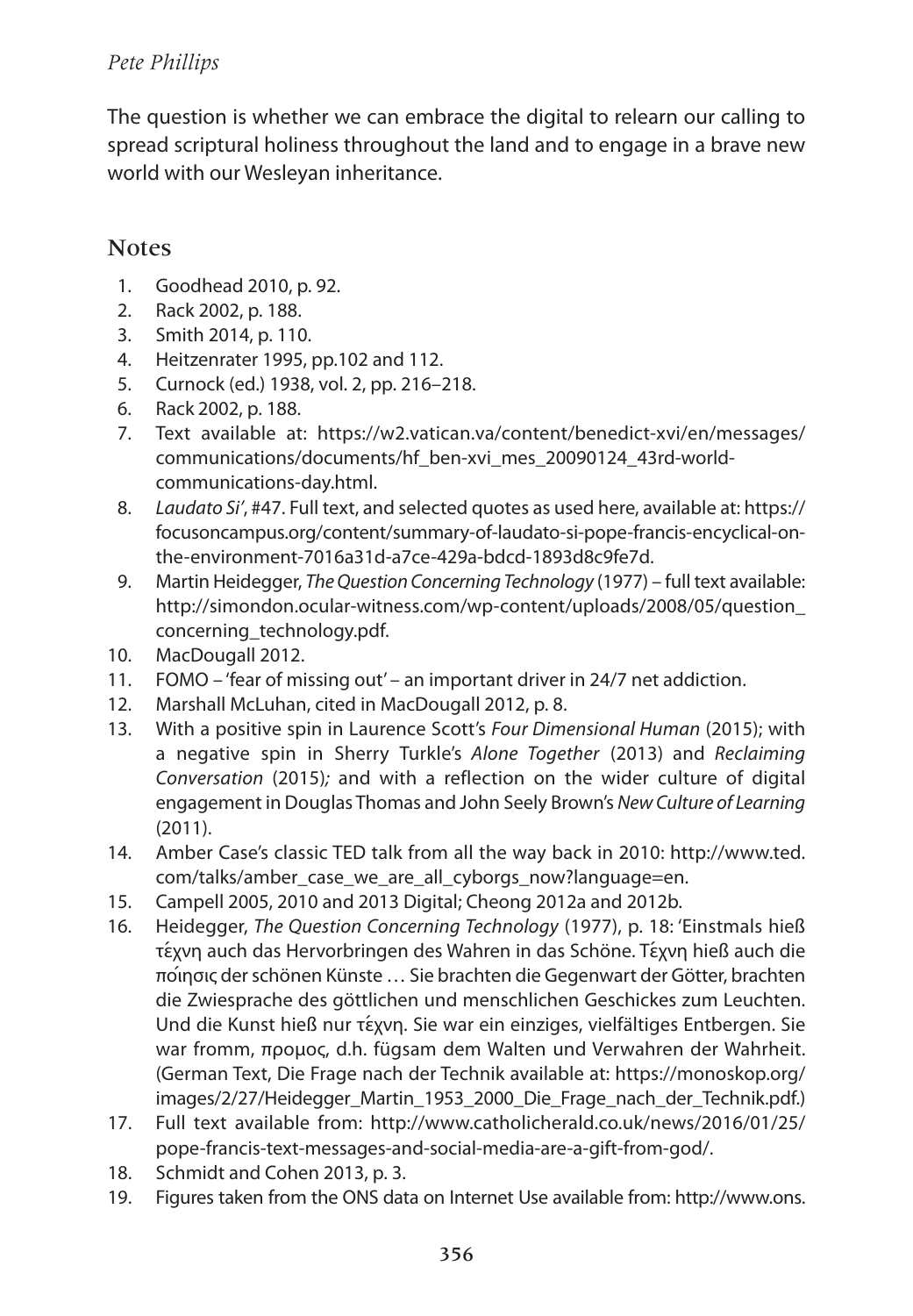The question is whether we can embrace the digital to relearn our calling to spread scriptural holiness throughout the land and to engage in a brave new world with our Wesleyan inheritance.

## Notes

1. Goodhead 2010, p. 92.
2. Rack 2002, p. 188.
3. Smith 2014, p. 110.
4. Heitzenrater 1995, pp.102 and 112.
5. Curnock (ed.) 1938, vol. 2, pp. 216–218.
6. Rack 2002, p. 188.
7. Text available at: https://w2.vatican.va/content/benedict-xvi/en/messages/communications/documents/hf_ben-xvi_mes_20090124_43rd-world-communications-day.html.
8. *Laudato Si'*, #47. Full text, and selected quotes as used here, available at: https://focusoncampus.org/content/summary-of-laudato-si-pope-francis-encyclical-on-the-environment-7016a31d-a7ce-429a-bdcd-1893d8c9fe7d.
9. Martin Heidegger, *The Question Concerning Technology* (1977) – full text available: http://simondon.ocular-witness.com/wp-content/uploads/2008/05/question_concerning_technology.pdf.
10. MacDougall 2012.
11. FOMO – 'fear of missing out' – an important driver in 24/7 net addiction.
12. Marshall McLuhan, cited in MacDougall 2012, p. 8.
13. With a positive spin in Laurence Scott's *Four Dimensional Human* (2015); with a negative spin in Sherry Turkle's *Alone Together* (2013) and *Reclaiming Conversation* (2015); and with a reflection on the wider culture of digital engagement in Douglas Thomas and John Seely Brown's *New Culture of Learning* (2011).
14. Amber Case's classic TED talk from all the way back in 2010: http://www.ted.com/talks/amber_case_we_are_all_cyborgs_now?language=en.
15. Campell 2005, 2010 and 2013 Digital; Cheong 2012a and 2012b.
16. Heidegger, *The Question Concerning Technology* (1977), p. 18: 'Einstmals hieß τέχνη auch das Hervorbringen des Wahren in das Schöne. Τέχνη hieß auch die ποίησις der schönen Künste … Sie brachten die Gegenwart der Götter, brachten die Zwiesprache des göttlichen und menschlichen Geschickes zum Leuchten. Und die Kunst hieß nur τέχνη. Sie war ein einziges, vielfältiges Entbergen. Sie war fromm, προμος, d.h. fügsam dem Walten und Verwahren der Wahrheit. (German Text, Die Frage nach der Technik available at: https://monoskop.org/images/2/27/Heidegger_Martin_1953_2000_Die_Frage_nach_der_Technik.pdf.)
17. Full text available from: http://www.catholicherald.co.uk/news/2016/01/25/pope-francis-text-messages-and-social-media-are-a-gift-from-god/.
18. Schmidt and Cohen 2013, p. 3.
19. Figures taken from the ONS data on Internet Use available from: http://www.ons.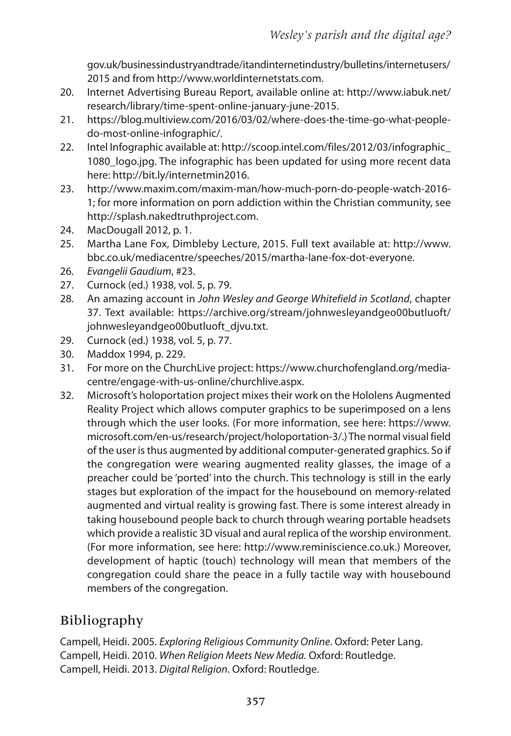gov.uk/businessindustryandtrade/itandinternetindustry/bulletins/internetusers/2015 and from http://www.worldinternetstats.com.

20. Internet Advertising Bureau Report, available online at: http://www.iabuk.net/research/library/time-spent-online-january-june-2015.
21. https://blog.multiview.com/2016/03/02/where-does-the-time-go-what-people-do-most-online-infographic/.
22. Intel Infographic available at: http://scoop.intel.com/files/2012/03/infographic_1080_logo.jpg. The infographic has been updated for using more recent data here: http://bit.ly/internetmin2016.
23. http://www.maxim.com/maxim-man/how-much-porn-do-people-watch-2016-1; for more information on porn addiction within the Christian community, see http://splash.nakedtruthproject.com.
24. MacDougall 2012, p. 1.
25. Martha Lane Fox, Dimbleby Lecture, 2015. Full text available at: http://www.bbc.co.uk/mediacentre/speeches/2015/martha-lane-fox-dot-everyone.
26. *Evangelii Gaudium*, #23.
27. Curnock (ed.) 1938, vol. 5, p. 79.
28. An amazing account in *John Wesley and George Whitefield in Scotland*, chapter 37. Text available: https://archive.org/stream/johnwesleyandgeo00butluoft/johnwesleyandgeo00butluoft_djvu.txt.
29. Curnock (ed.) 1938, vol. 5, p. 77.
30. Maddox 1994, p. 229.
31. For more on the ChurchLive project: https://www.churchofengland.org/media-centre/engage-with-us-online/churchlive.aspx.
32. Microsoft's holoportation project mixes their work on the Hololens Augmented Reality Project which allows computer graphics to be superimposed on a lens through which the user looks. (For more information, see here: https://www.microsoft.com/en-us/research/project/holoportation-3/.) The normal visual field of the user is thus augmented by additional computer-generated graphics. So if the congregation were wearing augmented reality glasses, the image of a preacher could be 'ported' into the church. This technology is still in the early stages but exploration of the impact for the housebound on memory-related augmented and virtual reality is growing fast. There is some interest already in taking housebound people back to church through wearing portable headsets which provide a realistic 3D visual and aural replica of the worship environment. (For more information, see here: http://www.reminiscience.co.uk.) Moreover, development of haptic (touch) technology will mean that members of the congregation could share the peace in a fully tactile way with housebound members of the congregation.

## Bibliography

Campell, Heidi. 2005. *Exploring Religious Community Online*. Oxford: Peter Lang.
Campell, Heidi. 2010. *When Religion Meets New Media.* Oxford: Routledge.
Campell, Heidi. 2013. *Digital Religion*. Oxford: Routledge.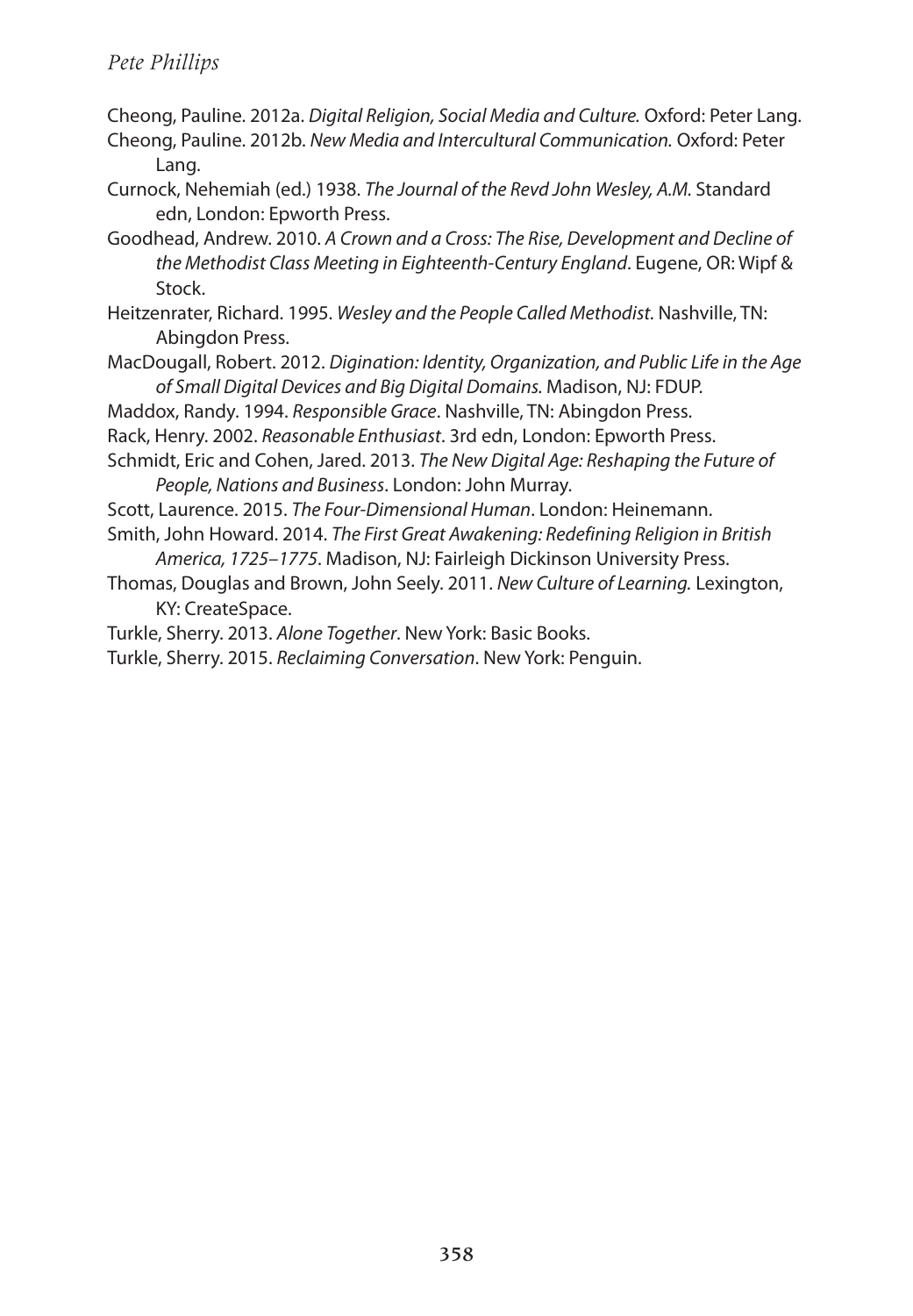Cheong, Pauline. 2012a. *Digital Religion, Social Media and Culture.* Oxford: Peter Lang.

Cheong, Pauline. 2012b. *New Media and Intercultural Communication.* Oxford: Peter Lang.

Curnock, Nehemiah (ed.) 1938. *The Journal of the Revd John Wesley, A.M.* Standard edn, London: Epworth Press.

Goodhead, Andrew. 2010. *A Crown and a Cross: The Rise, Development and Decline of the Methodist Class Meeting in Eighteenth-Century England*. Eugene, OR: Wipf & Stock.

Heitzenrater, Richard. 1995. *Wesley and the People Called Methodist.* Nashville, TN: Abingdon Press.

MacDougall, Robert. 2012. *Digination: Identity, Organization, and Public Life in the Age of Small Digital Devices and Big Digital Domains.* Madison, NJ: FDUP.

Maddox, Randy. 1994. *Responsible Grace*. Nashville, TN: Abingdon Press.

Rack, Henry. 2002. *Reasonable Enthusiast*. 3rd edn, London: Epworth Press.

Schmidt, Eric and Cohen, Jared. 2013. *The New Digital Age: Reshaping the Future of People, Nations and Business*. London: John Murray.

Scott, Laurence. 2015. *The Four-Dimensional Human*. London: Heinemann.

Smith, John Howard. 2014. *The First Great Awakening: Redefining Religion in British America, 1725–1775*. Madison, NJ: Fairleigh Dickinson University Press.

Thomas, Douglas and Brown, John Seely. 2011. *New Culture of Learning.* Lexington, KY: CreateSpace.

Turkle, Sherry. 2013. *Alone Together*. New York: Basic Books.

Turkle, Sherry. 2015. *Reclaiming Conversation*. New York: Penguin.